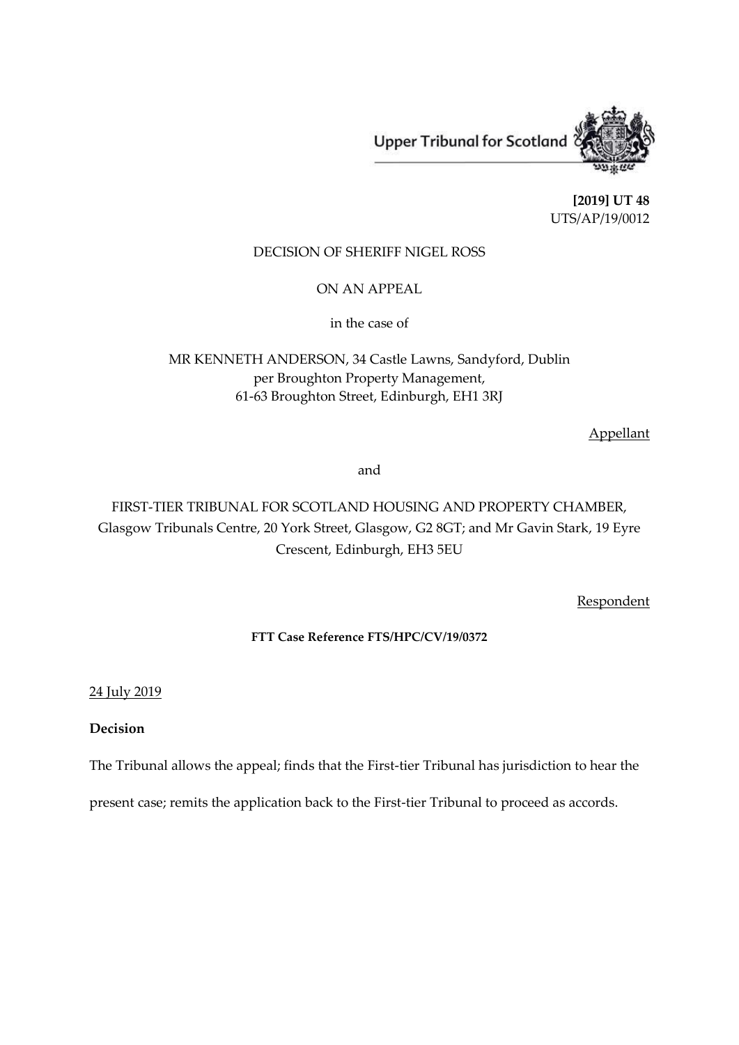Upper Tribunal for Scotland

**[2019] UT 48**
UTS/AP/19/0012

DECISION OF SHERIFF NIGEL ROSS

ON AN APPEAL

in the case of

MR KENNETH ANDERSON, 34 Castle Lawns, Sandyford, Dublin
per Broughton Property Management,
61-63 Broughton Street, Edinburgh, EH1 3RJ

Appellant

and

FIRST-TIER TRIBUNAL FOR SCOTLAND HOUSING AND PROPERTY CHAMBER,
Glasgow Tribunals Centre, 20 York Street, Glasgow, G2 8GT; and Mr Gavin Stark, 19 Eyre
Crescent, Edinburgh, EH3 5EU

Respondent

**FTT Case Reference FTS/HPC/CV/19/0372**

24 July 2019

**Decision**

The Tribunal allows the appeal; finds that the First-tier Tribunal has jurisdiction to hear the present case; remits the application back to the First-tier Tribunal to proceed as accords.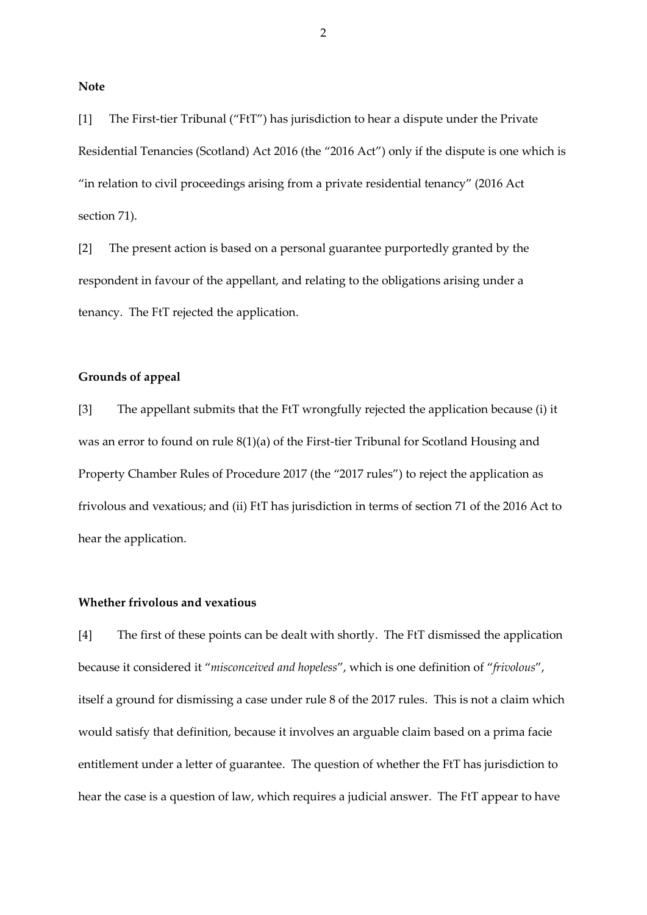**Note**

[1] The First-tier Tribunal ("FtT") has jurisdiction to hear a dispute under the Private Residential Tenancies (Scotland) Act 2016 (the "2016 Act") only if the dispute is one which is "in relation to civil proceedings arising from a private residential tenancy" (2016 Act section 71).

[2] The present action is based on a personal guarantee purportedly granted by the respondent in favour of the appellant, and relating to the obligations arising under a tenancy. The FtT rejected the application.

**Grounds of appeal**

[3] The appellant submits that the FtT wrongfully rejected the application because (i) it was an error to found on rule 8(1)(a) of the First-tier Tribunal for Scotland Housing and Property Chamber Rules of Procedure 2017 (the "2017 rules") to reject the application as frivolous and vexatious; and (ii) FtT has jurisdiction in terms of section 71 of the 2016 Act to hear the application.

**Whether frivolous and vexatious**

[4] The first of these points can be dealt with shortly. The FtT dismissed the application because it considered it "*misconceived and hopeless*", which is one definition of "*frivolous*", itself a ground for dismissing a case under rule 8 of the 2017 rules. This is not a claim which would satisfy that definition, because it involves an arguable claim based on a prima facie entitlement under a letter of guarantee. The question of whether the FtT has jurisdiction to hear the case is a question of law, which requires a judicial answer. The FtT appear to have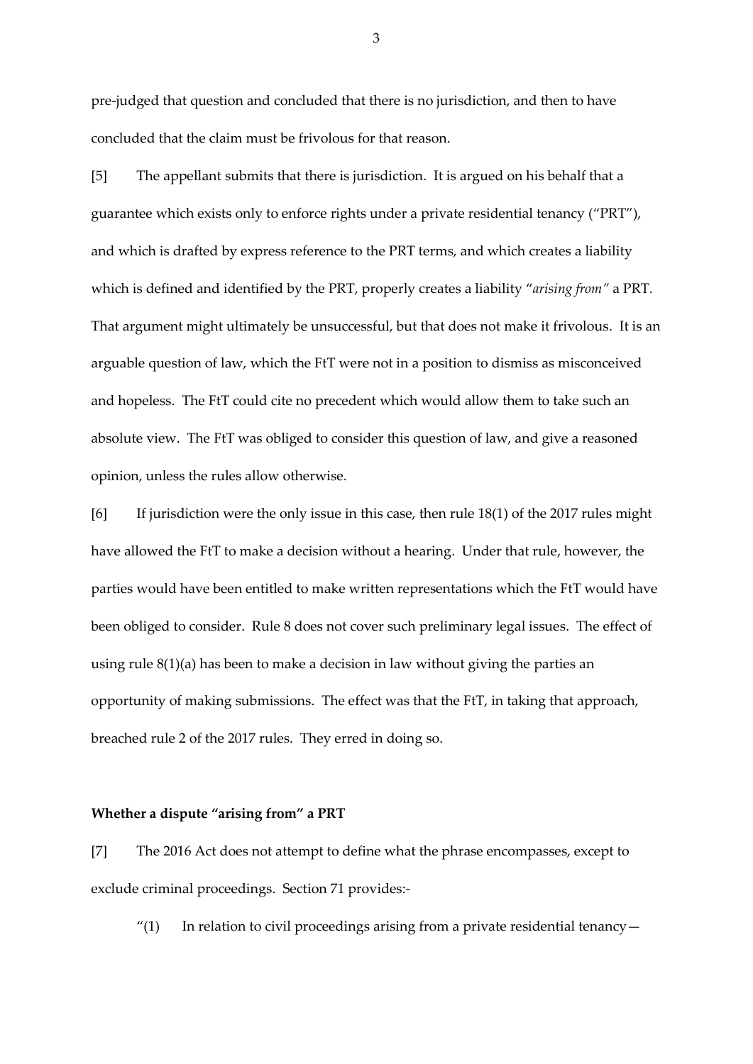pre-judged that question and concluded that there is no jurisdiction, and then to have concluded that the claim must be frivolous for that reason.

[5] The appellant submits that there is jurisdiction. It is argued on his behalf that a guarantee which exists only to enforce rights under a private residential tenancy ("PRT"), and which is drafted by express reference to the PRT terms, and which creates a liability which is defined and identified by the PRT, properly creates a liability "*arising from"* a PRT. That argument might ultimately be unsuccessful, but that does not make it frivolous. It is an arguable question of law, which the FtT were not in a position to dismiss as misconceived and hopeless. The FtT could cite no precedent which would allow them to take such an absolute view. The FtT was obliged to consider this question of law, and give a reasoned opinion, unless the rules allow otherwise.

[6] If jurisdiction were the only issue in this case, then rule 18(1) of the 2017 rules might have allowed the FtT to make a decision without a hearing. Under that rule, however, the parties would have been entitled to make written representations which the FtT would have been obliged to consider. Rule 8 does not cover such preliminary legal issues. The effect of using rule 8(1)(a) has been to make a decision in law without giving the parties an opportunity of making submissions. The effect was that the FtT, in taking that approach, breached rule 2 of the 2017 rules. They erred in doing so.

**Whether a dispute "arising from" a PRT**

[7] The 2016 Act does not attempt to define what the phrase encompasses, except to exclude criminal proceedings. Section 71 provides:-

"(1) In relation to civil proceedings arising from a private residential tenancy—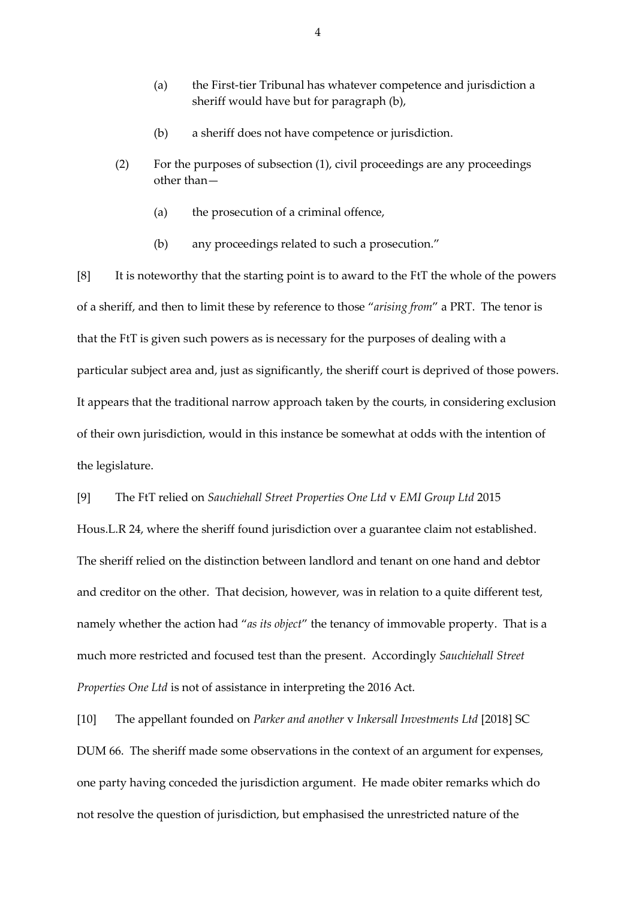(a) the First-tier Tribunal has whatever competence and jurisdiction a sheriff would have but for paragraph (b),

(b) a sheriff does not have competence or jurisdiction.

(2) For the purposes of subsection (1), civil proceedings are any proceedings other than—

(a) the prosecution of a criminal offence,

(b) any proceedings related to such a prosecution."

[8] It is noteworthy that the starting point is to award to the FtT the whole of the powers of a sheriff, and then to limit these by reference to those "*arising from*" a PRT. The tenor is that the FtT is given such powers as is necessary for the purposes of dealing with a particular subject area and, just as significantly, the sheriff court is deprived of those powers. It appears that the traditional narrow approach taken by the courts, in considering exclusion of their own jurisdiction, would in this instance be somewhat at odds with the intention of the legislature.

[9] The FtT relied on *Sauchiehall Street Properties One Ltd* v *EMI Group Ltd* 2015 Hous.L.R 24, where the sheriff found jurisdiction over a guarantee claim not established. The sheriff relied on the distinction between landlord and tenant on one hand and debtor and creditor on the other. That decision, however, was in relation to a quite different test, namely whether the action had "*as its object*" the tenancy of immovable property. That is a much more restricted and focused test than the present. Accordingly *Sauchiehall Street Properties One Ltd* is not of assistance in interpreting the 2016 Act.

[10] The appellant founded on *Parker and another* v *Inkersall Investments Ltd* [2018] SC DUM 66. The sheriff made some observations in the context of an argument for expenses, one party having conceded the jurisdiction argument. He made obiter remarks which do not resolve the question of jurisdiction, but emphasised the unrestricted nature of the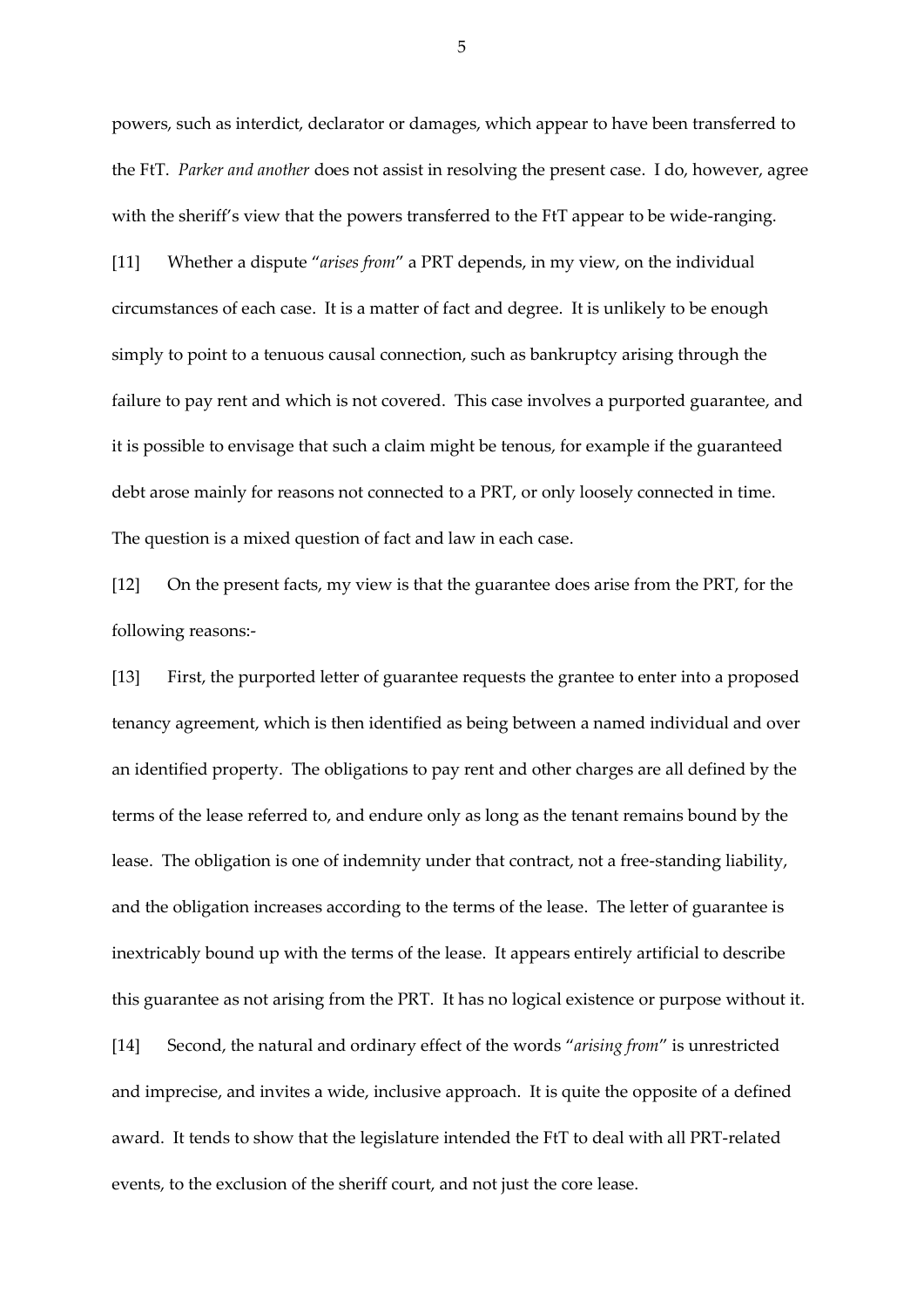powers, such as interdict, declarator or damages, which appear to have been transferred to the FtT. *Parker and another* does not assist in resolving the present case. I do, however, agree with the sheriff's view that the powers transferred to the FtT appear to be wide-ranging.

[11] Whether a dispute "*arises from*" a PRT depends, in my view, on the individual circumstances of each case. It is a matter of fact and degree. It is unlikely to be enough simply to point to a tenuous causal connection, such as bankruptcy arising through the failure to pay rent and which is not covered. This case involves a purported guarantee, and it is possible to envisage that such a claim might be tenous, for example if the guaranteed debt arose mainly for reasons not connected to a PRT, or only loosely connected in time. The question is a mixed question of fact and law in each case.

[12] On the present facts, my view is that the guarantee does arise from the PRT, for the following reasons:-

[13] First, the purported letter of guarantee requests the grantee to enter into a proposed tenancy agreement, which is then identified as being between a named individual and over an identified property. The obligations to pay rent and other charges are all defined by the terms of the lease referred to, and endure only as long as the tenant remains bound by the lease. The obligation is one of indemnity under that contract, not a free-standing liability, and the obligation increases according to the terms of the lease. The letter of guarantee is inextricably bound up with the terms of the lease. It appears entirely artificial to describe this guarantee as not arising from the PRT. It has no logical existence or purpose without it.

[14] Second, the natural and ordinary effect of the words "*arising from*" is unrestricted and imprecise, and invites a wide, inclusive approach. It is quite the opposite of a defined award. It tends to show that the legislature intended the FtT to deal with all PRT-related events, to the exclusion of the sheriff court, and not just the core lease.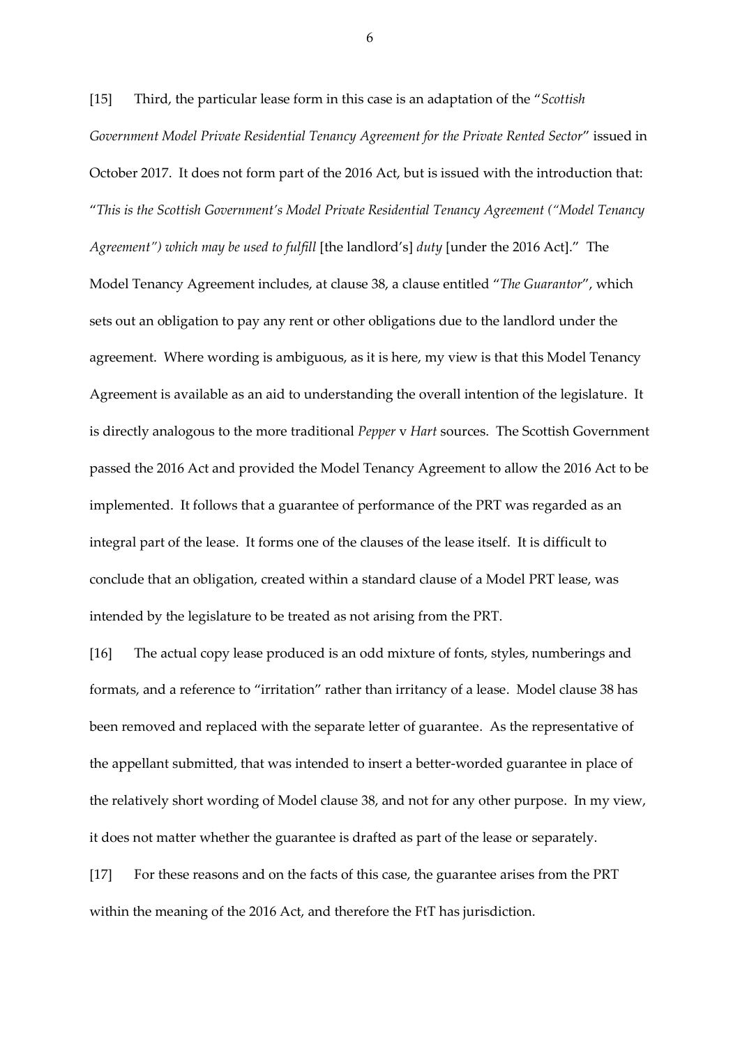[15] Third, the particular lease form in this case is an adaptation of the "*Scottish Government Model Private Residential Tenancy Agreement for the Private Rented Sector*" issued in October 2017. It does not form part of the 2016 Act, but is issued with the introduction that: "*This is the Scottish Government's Model Private Residential Tenancy Agreement ("Model Tenancy Agreement") which may be used to fulfill* [the landlord's] *duty* [under the 2016 Act]." The Model Tenancy Agreement includes, at clause 38, a clause entitled "*The Guarantor*", which sets out an obligation to pay any rent or other obligations due to the landlord under the agreement. Where wording is ambiguous, as it is here, my view is that this Model Tenancy Agreement is available as an aid to understanding the overall intention of the legislature. It is directly analogous to the more traditional *Pepper* v *Hart* sources. The Scottish Government passed the 2016 Act and provided the Model Tenancy Agreement to allow the 2016 Act to be implemented. It follows that a guarantee of performance of the PRT was regarded as an integral part of the lease. It forms one of the clauses of the lease itself. It is difficult to conclude that an obligation, created within a standard clause of a Model PRT lease, was intended by the legislature to be treated as not arising from the PRT.

[16] The actual copy lease produced is an odd mixture of fonts, styles, numberings and formats, and a reference to "irritation" rather than irritancy of a lease. Model clause 38 has been removed and replaced with the separate letter of guarantee. As the representative of the appellant submitted, that was intended to insert a better-worded guarantee in place of the relatively short wording of Model clause 38, and not for any other purpose. In my view, it does not matter whether the guarantee is drafted as part of the lease or separately.

[17] For these reasons and on the facts of this case, the guarantee arises from the PRT within the meaning of the 2016 Act, and therefore the FtT has jurisdiction.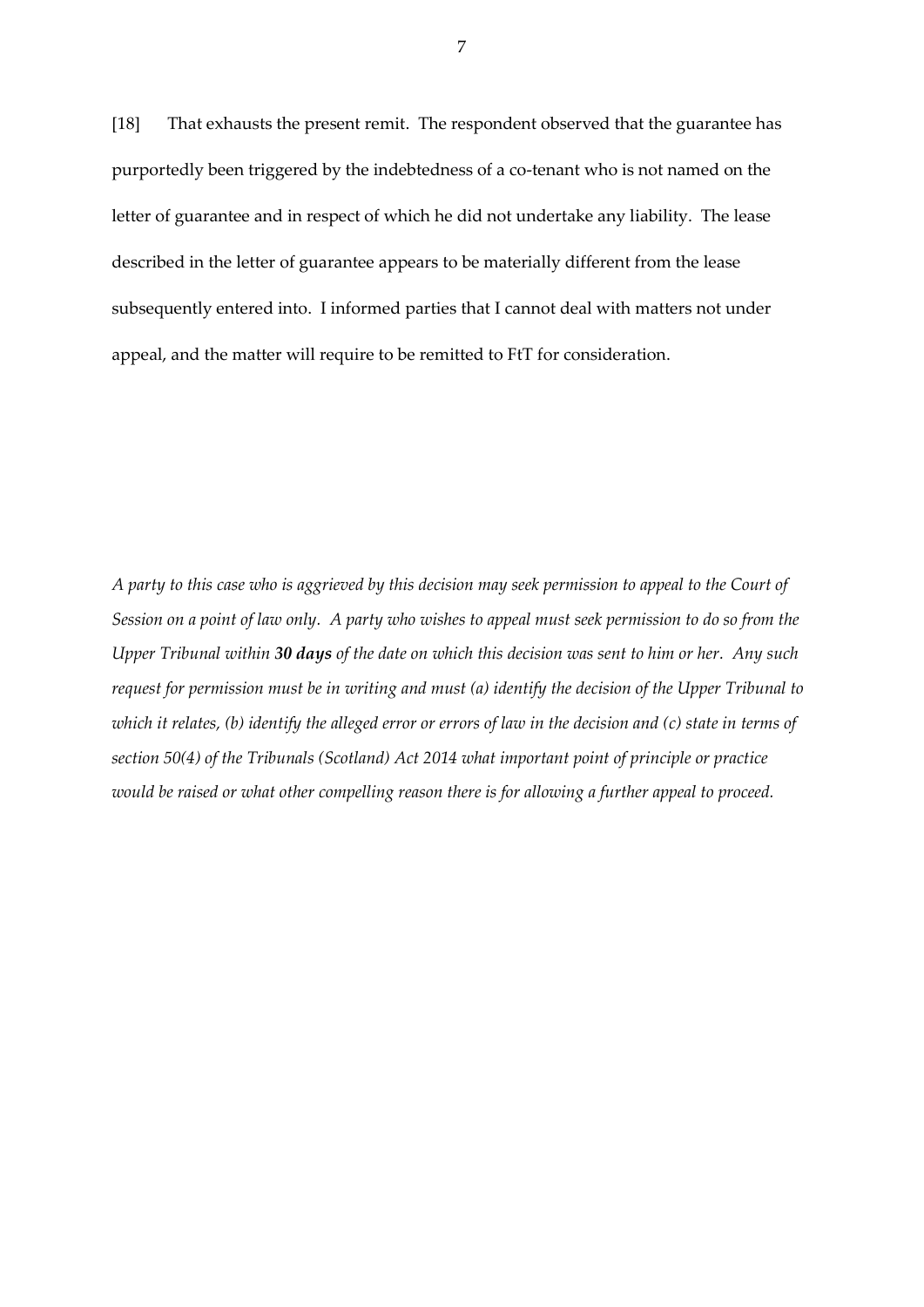[18] That exhausts the present remit. The respondent observed that the guarantee has purportedly been triggered by the indebtedness of a co-tenant who is not named on the letter of guarantee and in respect of which he did not undertake any liability. The lease described in the letter of guarantee appears to be materially different from the lease subsequently entered into. I informed parties that I cannot deal with matters not under appeal, and the matter will require to be remitted to FtT for consideration.

*A party to this case who is aggrieved by this decision may seek permission to appeal to the Court of Session on a point of law only. A party who wishes to appeal must seek permission to do so from the Upper Tribunal within* ***30 days*** *of the date on which this decision was sent to him or her. Any such request for permission must be in writing and must (a) identify the decision of the Upper Tribunal to which it relates, (b) identify the alleged error or errors of law in the decision and (c) state in terms of section 50(4) of the Tribunals (Scotland) Act 2014 what important point of principle or practice would be raised or what other compelling reason there is for allowing a further appeal to proceed.*